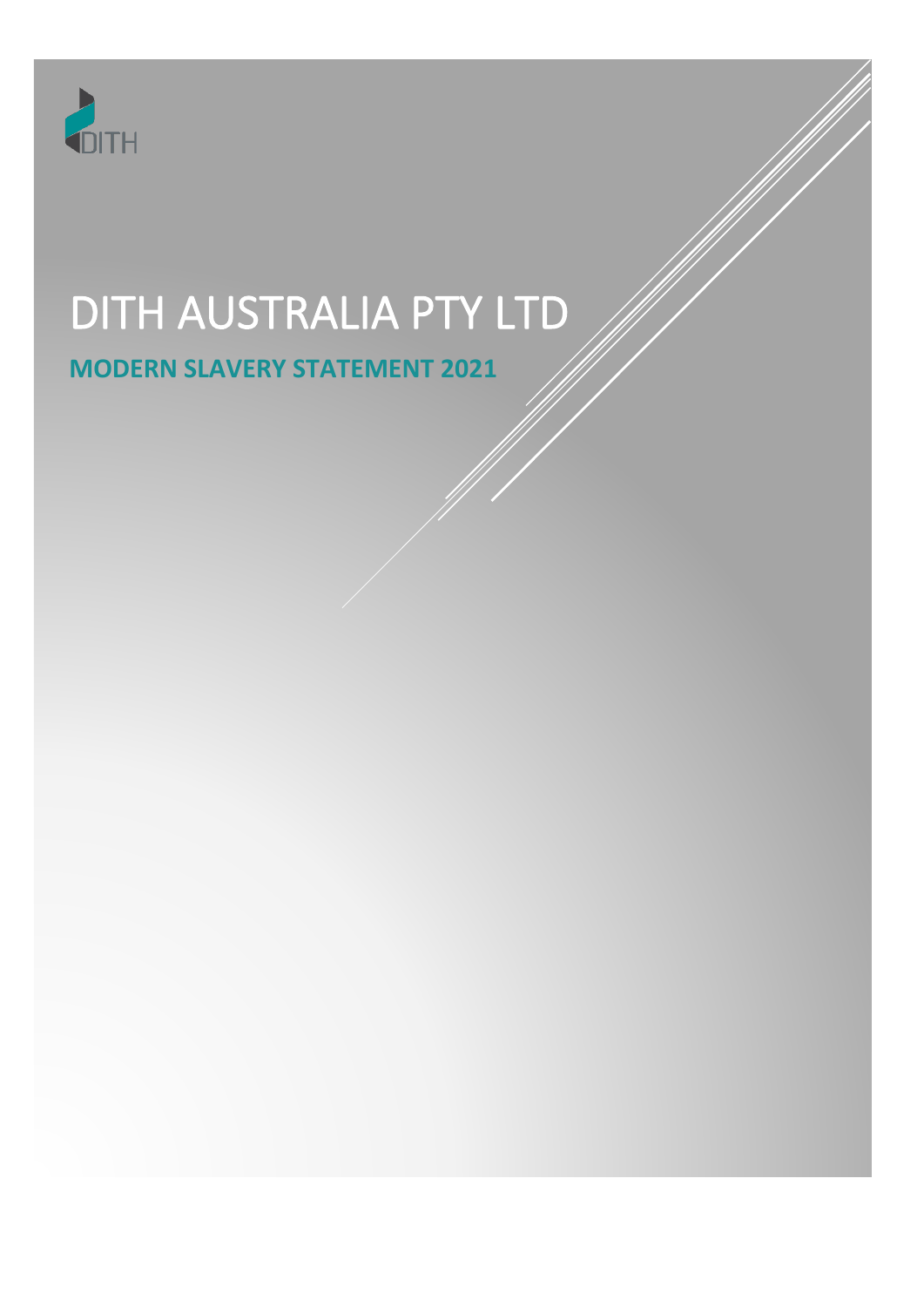DITH

# DITH AUSTRALIA PTY LTD

## MODERN SLAVERY STATEMENT 2021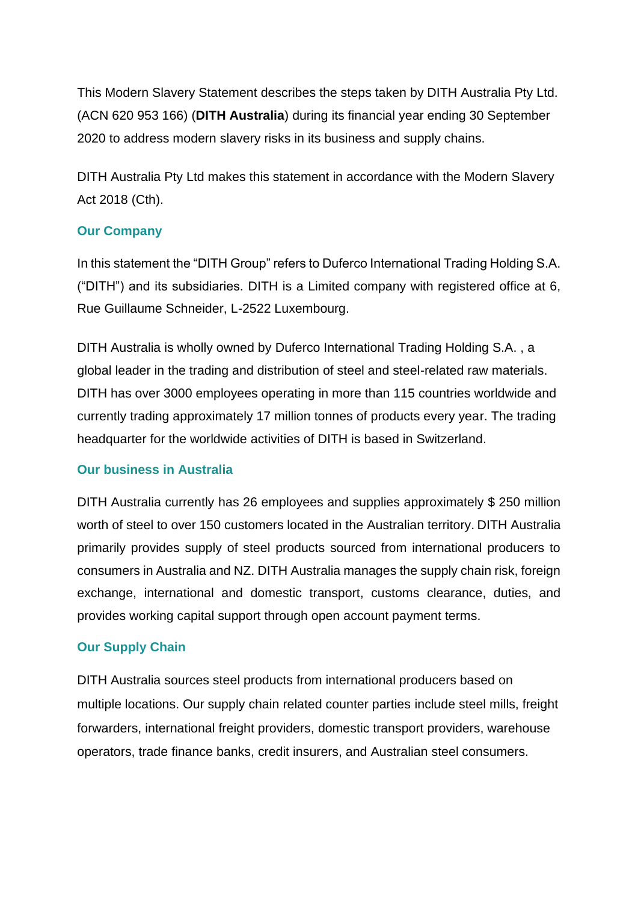This Modern Slavery Statement describes the steps taken by DITH Australia Pty Ltd. (ACN 620 953 166) (**DITH Australia**) during its financial year ending 30 September 2020 to address modern slavery risks in its business and supply chains.

DITH Australia Pty Ltd makes this statement in accordance with the Modern Slavery Act 2018 (Cth).

## Our Company

In this statement the "DITH Group" refers to Duferco International Trading Holding S.A. ("DITH") and its subsidiaries. DITH is a Limited company with registered office at 6, Rue Guillaume Schneider, L-2522 Luxembourg.

DITH Australia is wholly owned by Duferco International Trading Holding S.A. , a global leader in the trading and distribution of steel and steel-related raw materials. DITH has over 3000 employees operating in more than 115 countries worldwide and currently trading approximately 17 million tonnes of products every year. The trading headquarter for the worldwide activities of DITH is based in Switzerland.

## Our business in Australia

DITH Australia currently has 26 employees and supplies approximately $ 250 million worth of steel to over 150 customers located in the Australian territory. DITH Australia primarily provides supply of steel products sourced from international producers to consumers in Australia and NZ. DITH Australia manages the supply chain risk, foreign exchange, international and domestic transport, customs clearance, duties, and provides working capital support through open account payment terms.

## Our Supply Chain

DITH Australia sources steel products from international producers based on multiple locations. Our supply chain related counter parties include steel mills, freight forwarders, international freight providers, domestic transport providers, warehouse operators, trade finance banks, credit insurers, and Australian steel consumers.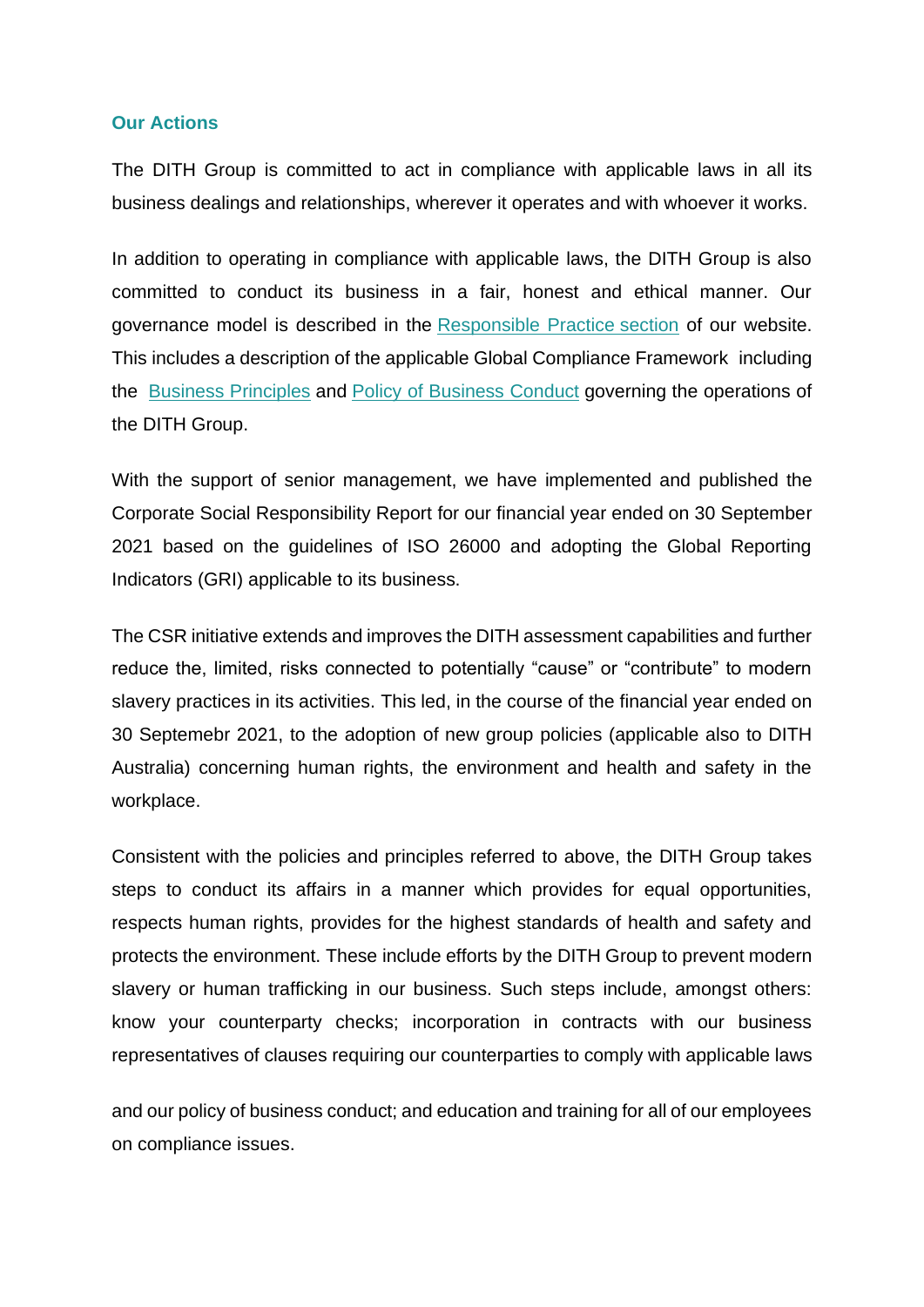## Our Actions

The DITH Group is committed to act in compliance with applicable laws in all its business dealings and relationships, wherever it operates and with whoever it works.

In addition to operating in compliance with applicable laws, the DITH Group is also committed to conduct its business in a fair, honest and ethical manner. Our governance model is described in the Responsible Practice section of our website. This includes a description of the applicable Global Compliance Framework including the Business Principles and Policy of Business Conduct governing the operations of the DITH Group.

With the support of senior management, we have implemented and published the Corporate Social Responsibility Report for our financial year ended on 30 September 2021 based on the guidelines of ISO 26000 and adopting the Global Reporting Indicators (GRI) applicable to its business.

The CSR initiative extends and improves the DITH assessment capabilities and further reduce the, limited, risks connected to potentially "cause" or "contribute" to modern slavery practices in its activities. This led, in the course of the financial year ended on 30 Septemebr 2021, to the adoption of new group policies (applicable also to DITH Australia) concerning human rights, the environment and health and safety in the workplace.

Consistent with the policies and principles referred to above, the DITH Group takes steps to conduct its affairs in a manner which provides for equal opportunities, respects human rights, provides for the highest standards of health and safety and protects the environment. These include efforts by the DITH Group to prevent modern slavery or human trafficking in our business. Such steps include, amongst others: know your counterparty checks; incorporation in contracts with our business representatives of clauses requiring our counterparties to comply with applicable laws and our policy of business conduct; and education and training for all of our employees on compliance issues.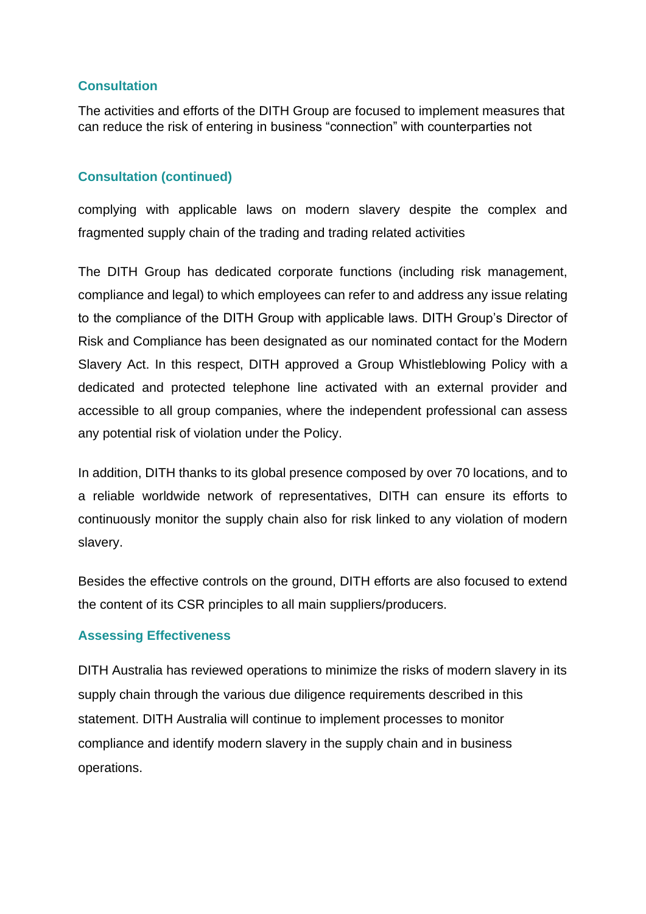## Consultation

The activities and efforts of the DITH Group are focused to implement measures that can reduce the risk of entering in business “connection” with counterparties not

## Consultation (continued)

complying with applicable laws on modern slavery despite the complex and fragmented supply chain of the trading and trading related activities

The DITH Group has dedicated corporate functions (including risk management, compliance and legal) to which employees can refer to and address any issue relating to the compliance of the DITH Group with applicable laws. DITH Group’s Director of Risk and Compliance has been designated as our nominated contact for the Modern Slavery Act. In this respect, DITH approved a Group Whistleblowing Policy with a dedicated and protected telephone line activated with an external provider and accessible to all group companies, where the independent professional can assess any potential risk of violation under the Policy.

In addition, DITH thanks to its global presence composed by over 70 locations, and to a reliable worldwide network of representatives, DITH can ensure its efforts to continuously monitor the supply chain also for risk linked to any violation of modern slavery.

Besides the effective controls on the ground, DITH efforts are also focused to extend the content of its CSR principles to all main suppliers/producers.

## Assessing Effectiveness

DITH Australia has reviewed operations to minimize the risks of modern slavery in its supply chain through the various due diligence requirements described in this statement. DITH Australia will continue to implement processes to monitor compliance and identify modern slavery in the supply chain and in business operations.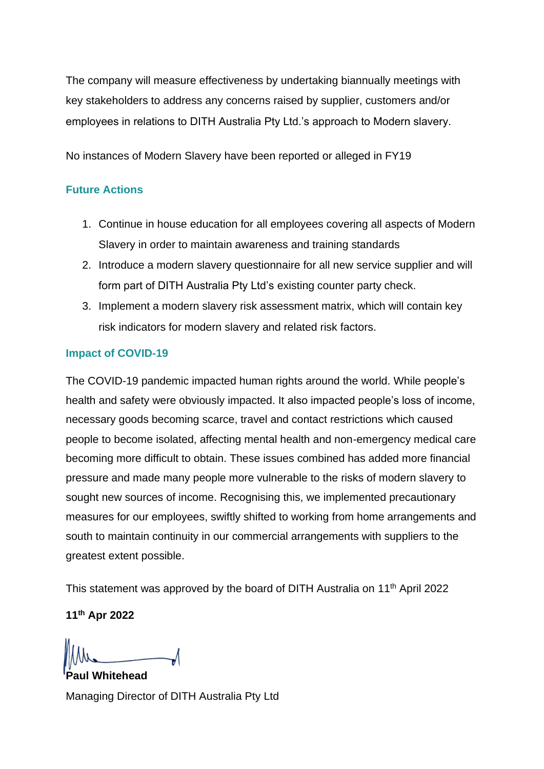The company will measure effectiveness by undertaking biannually meetings with key stakeholders to address any concerns raised by supplier, customers and/or employees in relations to DITH Australia Pty Ltd.'s approach to Modern slavery.

No instances of Modern Slavery have been reported or alleged in FY19

## Future Actions

1. Continue in house education for all employees covering all aspects of Modern Slavery in order to maintain awareness and training standards
2. Introduce a modern slavery questionnaire for all new service supplier and will form part of DITH Australia Pty Ltd's existing counter party check.
3. Implement a modern slavery risk assessment matrix, which will contain key risk indicators for modern slavery and related risk factors.

## Impact of COVID-19

The COVID-19 pandemic impacted human rights around the world. While people's health and safety were obviously impacted. It also impacted people's loss of income, necessary goods becoming scarce, travel and contact restrictions which caused people to become isolated, affecting mental health and non-emergency medical care becoming more difficult to obtain. These issues combined has added more financial pressure and made many people more vulnerable to the risks of modern slavery to sought new sources of income. Recognising this, we implemented precautionary measures for our employees, swiftly shifted to working from home arrangements and south to maintain continuity in our commercial arrangements with suppliers to the greatest extent possible.

This statement was approved by the board of DITH Australia on 11th April 2022

**11th Apr 2022**

**Paul Whitehead**

Managing Director of DITH Australia Pty Ltd